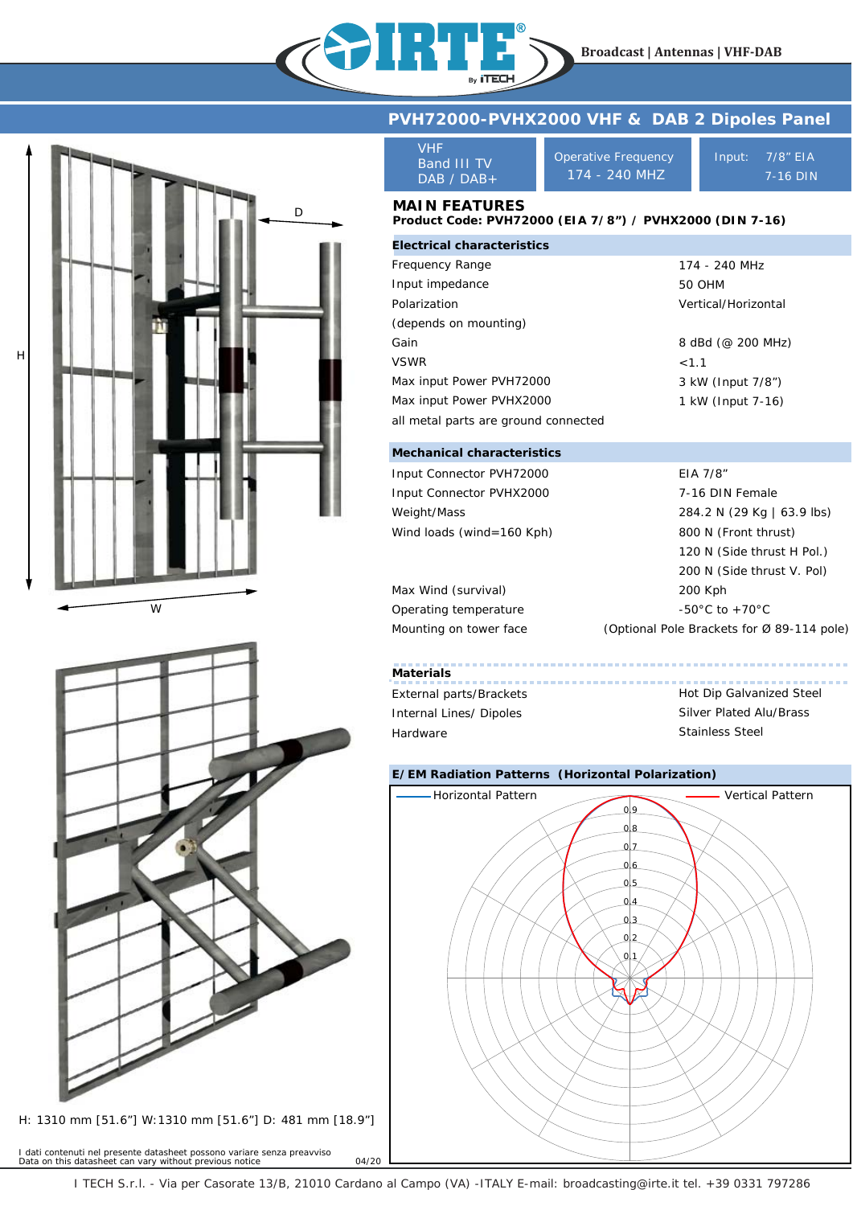Broadcast | Antennas | VHF-DAB

# PVH72000-PVHX2000 VHF & DAB 2 Dipoles Panel

| VHF Band III TV DAB / DAB+ | Operative Frequency 174 - 240 MHZ | Input: 7/8" EIA 7-16 DIN |
|---|---|---|

## MAIN FEATURES

**Product Code: PVH72000 (EIA 7/8") / PVHX2000 (DIN 7-16)**

### Electrical characteristics

| | |
|---|---|
| Frequency Range | 174 - 240 MHz |
| Input impedance | 50 OHM |
| Polarization (depends on mounting) | Vertical/Horizontal |
| Gain | 8 dBd (@ 200 MHz) |
| VSWR | <1.1 |
| Max input Power PVH72000 | 3 kW (Input 7/8") |
| Max input Power PVHX2000 | 1 kW (Input 7-16) |
| all metal parts are ground connected | |

### Mechanical characteristics

| | |
|---|---|
| Input Connector PVH72000 | EIA 7/8" |
| Input Connector PVHX2000 | 7-16 DIN Female |
| Weight/Mass | 284.2 N (29 Kg \| 63.9 lbs) |
| Wind loads (wind=160 Kph) | 800 N (Front thrust) |
| | 120 N (Side thrust H Pol.) |
| | 200 N (Side thrust V. Pol) |
| Max Wind (survival) | 200 Kph |
| Operating temperature | -50°C to +70°C |
| Mounting on tower face | (Optional Pole Brackets for Ø 89-114 pole) |

### Materials

| | |
|---|---|
| External parts/Brackets | Hot Dip Galvanized Steel |
| Internal Lines/ Dipoles | Silver Plated Alu/Brass |
| Hardware | Stainless Steel |

### E/EM Radiation Patterns (Horizontal Polarization)

Horizontal Pattern — Vertical Pattern

H: 1310 mm [51.6"] W:1310 mm [51.6"] D: 481 mm [18.9"]

I dati contenuti nel presente datasheet possono variare senza preavviso
Data on this datasheet can vary without previous notice

04/20

I TECH S.r.l. - Via per Casorate 13/B, 21010 Cardano al Campo (VA) -ITALY E-mail: broadcasting@irte.it tel. +39 0331 797286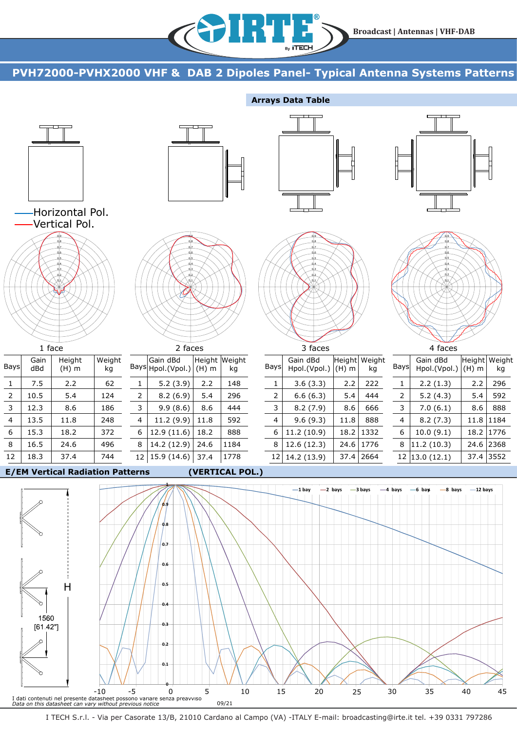Broadcast | Antennas | VHF-DAB

# PVH72000-PVHX2000 VHF & DAB 2 Dipoles Panel- Typical Antenna Systems Patterns

## Arrays Data Table

—Horizontal Pol.
—Vertical Pol.

1 face

| Bays | Gain dBd | Height (H) m | Weight kg |
|---|---|---|---|
| 1 | 7.5 | 2.2 | 62 |
| 2 | 10.5 | 5.4 | 124 |
| 3 | 12.3 | 8.6 | 186 |
| 4 | 13.5 | 11.8 | 248 |
| 6 | 15.3 | 18.2 | 372 |
| 8 | 16.5 | 24.6 | 496 |
| 12 | 18.3 | 37.4 | 744 |

2 faces

| Bays | Gain dBd Hpol.(Vpol.) | Height (H) m | Weight kg |
|---|---|---|---|
| 1 | 5.2 (3.9) | 2.2 | 148 |
| 2 | 8.2 (6.9) | 5.4 | 296 |
| 3 | 9.9 (8.6) | 8.6 | 444 |
| 4 | 11.2 (9.9) | 11.8 | 592 |
| 6 | 12.9 (11.6) | 18.2 | 888 |
| 8 | 14.2 (12.9) | 24.6 | 1184 |
| 12 | 15.9 (14.6) | 37.4 | 1778 |

3 faces

| Bays | Gain dBd Hpol.(Vpol.) | Height (H) m | Weight kg |
|---|---|---|---|
| 1 | 3.6 (3.3) | 2.2 | 222 |
| 2 | 6.6 (6.3) | 5.4 | 444 |
| 3 | 8.2 (7.9) | 8.6 | 666 |
| 4 | 9.6 (9.3) | 11.8 | 888 |
| 6 | 11.2 (10.9) | 18.2 | 1332 |
| 8 | 12.6 (12.3) | 24.6 | 1776 |
| 12 | 14.2 (13.9) | 37.4 | 2664 |

4 faces

| Bays | Gain dBd Hpol.(Vpol.) | Height (H) m | Weight kg |
|---|---|---|---|
| 1 | 2.2 (1.3) | 2.2 | 296 |
| 2 | 5.2 (4.3) | 5.4 | 592 |
| 3 | 7.0 (6.1) | 8.6 | 888 |
| 4 | 8.2 (7.3) | 11.8 | 1184 |
| 6 | 10.0 (9.1) | 18.2 | 1776 |
| 8 | 11.2 (10.3) | 24.6 | 2368 |
| 12 | 13.0 (12.1) | 37.4 | 3552 |

## E/EM Vertical Radiation Patterns (VERTICAL POL.)

H

1560
[61.42"]

—1 bay —2 bays —3 bays —4 bays —6 bays —8 bays —12 bays

-10 -5 0 5 10 15 20 25 30 35 40 45

I dati contenuti nel presente datasheet possono variare senza preavviso
*Data on this datasheet can vary without previous notice*

09/21

I TECH S.r.l. - Via per Casorate 13/B, 21010 Cardano al Campo (VA) -ITALY E-mail: broadcasting@irte.it tel. +39 0331 797286